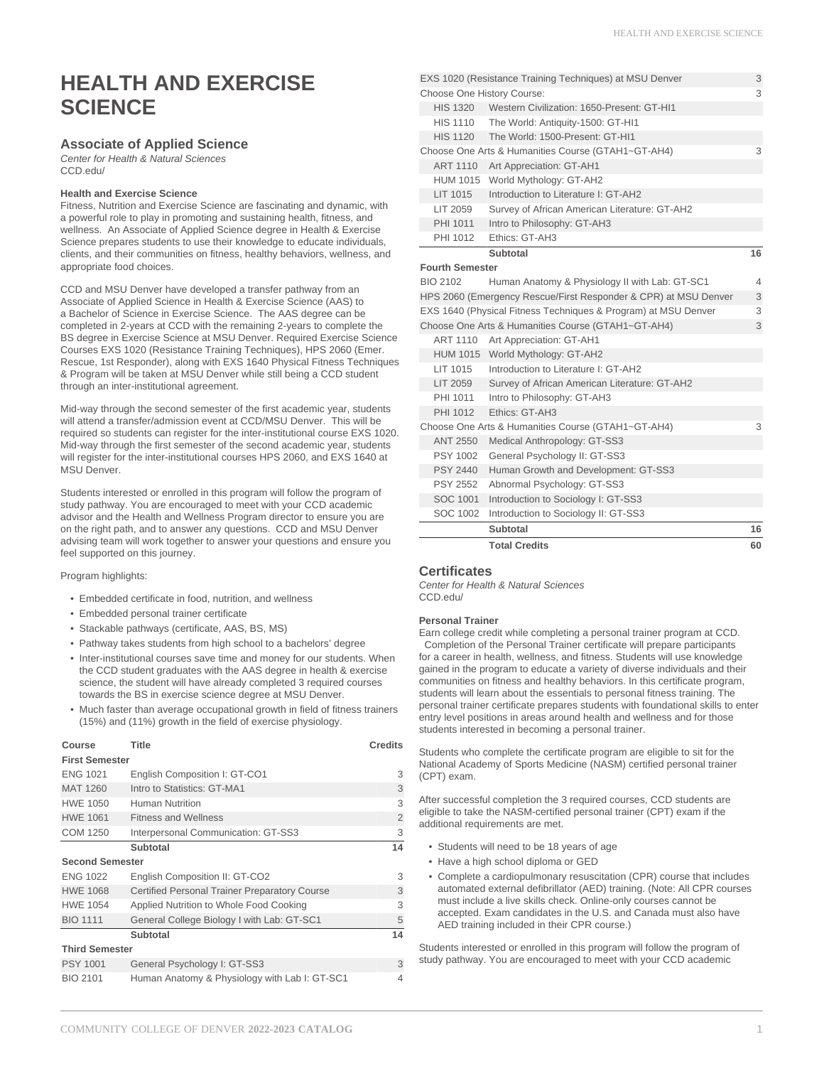# HEALTH AND EXERCISE SCIENCE

## Associate of Applied Science

*Center for Health & Natural Sciences*
CCD.edu/

#### Health and Exercise Science

Fitness, Nutrition and Exercise Science are fascinating and dynamic, with a powerful role to play in promoting and sustaining health, fitness, and wellness. An Associate of Applied Science degree in Health & Exercise Science prepares students to use their knowledge to educate individuals, clients, and their communities on fitness, healthy behaviors, wellness, and appropriate food choices.

CCD and MSU Denver have developed a transfer pathway from an Associate of Applied Science in Health & Exercise Science (AAS) to a Bachelor of Science in Exercise Science. The AAS degree can be completed in 2-years at CCD with the remaining 2-years to complete the BS degree in Exercise Science at MSU Denver. Required Exercise Science Courses EXS 1020 (Resistance Training Techniques), HPS 2060 (Emer. Rescue, 1st Responder), along with EXS 1640 Physical Fitness Techniques & Program will be taken at MSU Denver while still being a CCD student through an inter-institutional agreement.

Mid-way through the second semester of the first academic year, students will attend a transfer/admission event at CCD/MSU Denver. This will be required so students can register for the inter-institutional course EXS 1020. Mid-way through the first semester of the second academic year, students will register for the inter-institutional courses HPS 2060, and EXS 1640 at MSU Denver.

Students interested or enrolled in this program will follow the program of study pathway. You are encouraged to meet with your CCD academic advisor and the Health and Wellness Program director to ensure you are on the right path, and to answer any questions. CCD and MSU Denver advising team will work together to answer your questions and ensure you feel supported on this journey.

Program highlights:

- Embedded certificate in food, nutrition, and wellness
- Embedded personal trainer certificate
- Stackable pathways (certificate, AAS, BS, MS)
- Pathway takes students from high school to a bachelors' degree
- Inter-institutional courses save time and money for our students. When the CCD student graduates with the AAS degree in health & exercise science, the student will have already completed 3 required courses towards the BS in exercise science degree at MSU Denver.
- Much faster than average occupational growth in field of fitness trainers (15%) and (11%) growth in the field of exercise physiology.

| Course | Title | Credits |
|---|---|---|
| **First Semester** | | |
| ENG 1021 | English Composition I: GT-CO1 | 3 |
| MAT 1260 | Intro to Statistics: GT-MA1 | 3 |
| HWE 1050 | Human Nutrition | 3 |
| HWE 1061 | Fitness and Wellness | 2 |
| COM 1250 | Interpersonal Communication: GT-SS3 | 3 |
| | **Subtotal** | **14** |
| **Second Semester** | | |
| ENG 1022 | English Composition II: GT-CO2 | 3 |
| HWE 1068 | Certified Personal Trainer Preparatory Course | 3 |
| HWE 1054 | Applied Nutrition to Whole Food Cooking | 3 |
| BIO 1111 | General College Biology I with Lab: GT-SC1 | 5 |
| | **Subtotal** | **14** |
| **Third Semester** | | |
| PSY 1001 | General Psychology I: GT-SS3 | 3 |
| BIO 2101 | Human Anatomy & Physiology with Lab I: GT-SC1 | 4 |
| EXS 1020 (Resistance Training Techniques) at MSU Denver | | 3 |
| Choose One History Course: | | 3 |
| HIS 1320 | Western Civilization: 1650-Present: GT-HI1 | |
| HIS 1110 | The World: Antiquity-1500: GT-HI1 | |
| HIS 1120 | The World: 1500-Present: GT-HI1 | |
| Choose One Arts & Humanities Course (GTAH1~GT-AH4) | | 3 |
| ART 1110 | Art Appreciation: GT-AH1 | |
| HUM 1015 | World Mythology: GT-AH2 | |
| LIT 1015 | Introduction to Literature I: GT-AH2 | |
| LIT 2059 | Survey of African American Literature: GT-AH2 | |
| PHI 1011 | Intro to Philosophy: GT-AH3 | |
| PHI 1012 | Ethics: GT-AH3 | |
| | **Subtotal** | **16** |
| **Fourth Semester** | | |
| BIO 2102 | Human Anatomy & Physiology II with Lab: GT-SC1 | 4 |
| HPS 2060 (Emergency Rescue/First Responder & CPR) at MSU Denver | | 3 |
| EXS 1640 (Physical Fitness Techniques & Program) at MSU Denver | | 3 |
| Choose One Arts & Humanities Course (GTAH1~GT-AH4) | | 3 |
| ART 1110 | Art Appreciation: GT-AH1 | |
| HUM 1015 | World Mythology: GT-AH2 | |
| LIT 1015 | Introduction to Literature I: GT-AH2 | |
| LIT 2059 | Survey of African American Literature: GT-AH2 | |
| PHI 1011 | Intro to Philosophy: GT-AH3 | |
| PHI 1012 | Ethics: GT-AH3 | |
| Choose One Arts & Humanities Course (GTAH1~GT-AH4) | | 3 |
| ANT 2550 | Medical Anthropology: GT-SS3 | |
| PSY 1002 | General Psychology II: GT-SS3 | |
| PSY 2440 | Human Growth and Development: GT-SS3 | |
| PSY 2552 | Abnormal Psychology: GT-SS3 | |
| SOC 1001 | Introduction to Sociology I: GT-SS3 | |
| SOC 1002 | Introduction to Sociology II: GT-SS3 | |
| | **Subtotal** | **16** |
| | **Total Credits** | **60** |

## Certificates

*Center for Health & Natural Sciences*
CCD.edu/

#### Personal Trainer

Earn college credit while completing a personal trainer program at CCD. Completion of the Personal Trainer certificate will prepare participants for a career in health, wellness, and fitness. Students will use knowledge gained in the program to educate a variety of diverse individuals and their communities on fitness and healthy behaviors. In this certificate program, students will learn about the essentials to personal fitness training. The personal trainer certificate prepares students with foundational skills to enter entry level positions in areas around health and wellness and for those students interested in becoming a personal trainer.

Students who complete the certificate program are eligible to sit for the National Academy of Sports Medicine (NASM) certified personal trainer (CPT) exam.

After successful completion the 3 required courses, CCD students are eligible to take the NASM-certified personal trainer (CPT) exam if the additional requirements are met.

- Students will need to be 18 years of age
- Have a high school diploma or GED
- Complete a cardiopulmonary resuscitation (CPR) course that includes automated external defibrillator (AED) training. (Note: All CPR courses must include a live skills check. Online-only courses cannot be accepted. Exam candidates in the U.S. and Canada must also have AED training included in their CPR course.)

Students interested or enrolled in this program will follow the program of study pathway. You are encouraged to meet with your CCD academic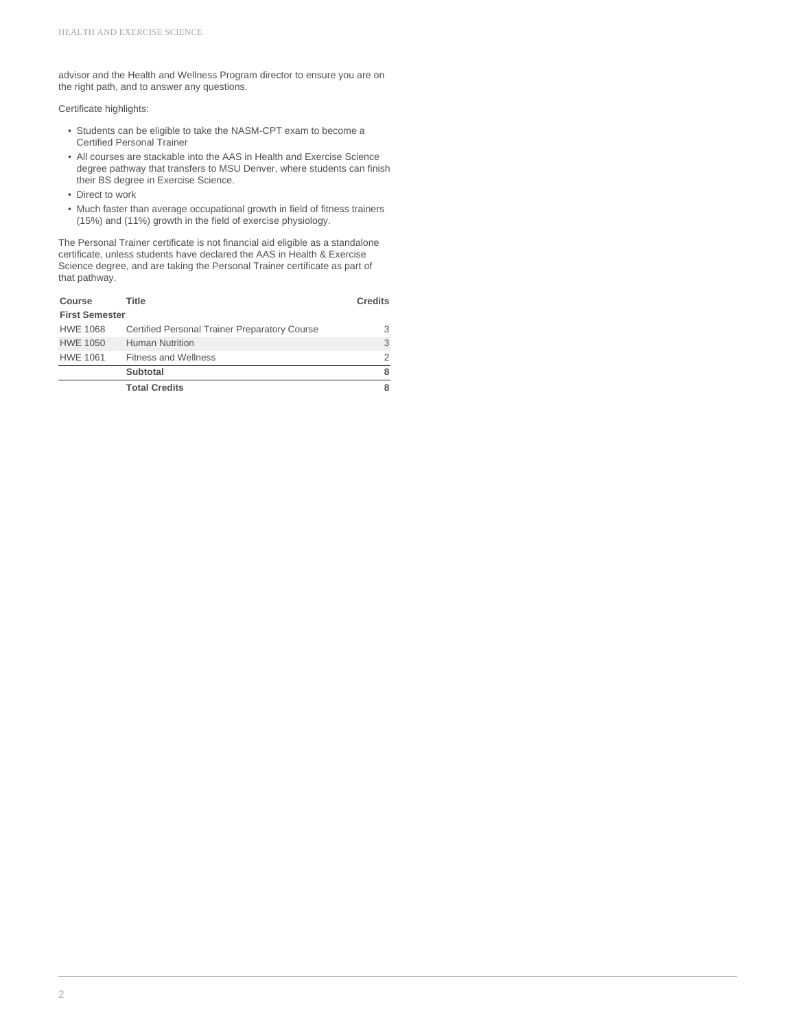advisor and the Health and Wellness Program director to ensure you are on the right path, and to answer any questions.

Certificate highlights:

- Students can be eligible to take the NASM-CPT exam to become a Certified Personal Trainer
- All courses are stackable into the AAS in Health and Exercise Science degree pathway that transfers to MSU Denver, where students can finish their BS degree in Exercise Science.
- Direct to work
- Much faster than average occupational growth in field of fitness trainers (15%) and (11%) growth in the field of exercise physiology.

The Personal Trainer certificate is not financial aid eligible as a standalone certificate, unless students have declared the AAS in Health & Exercise Science degree, and are taking the Personal Trainer certificate as part of that pathway.

| Course | Title | Credits |
| --- | --- | --- |
| **First Semester** | | |
| HWE 1068 | Certified Personal Trainer Preparatory Course | 3 |
| HWE 1050 | Human Nutrition | 3 |
| HWE 1061 | Fitness and Wellness | 2 |
| | **Subtotal** | **8** |
| | **Total Credits** | **8** |